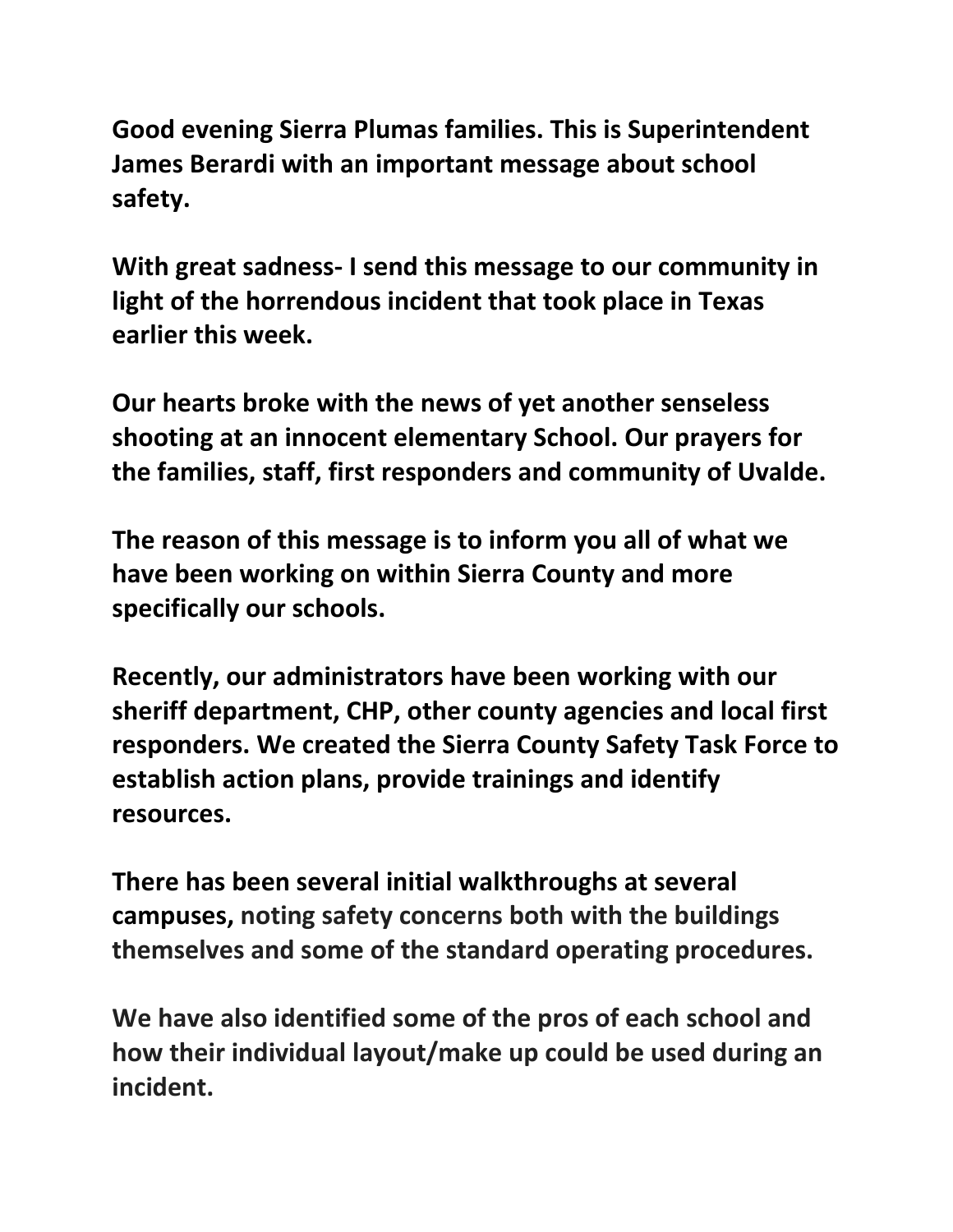**Good evening Sierra Plumas families. This is Superintendent James Berardi with an important message about school safety.**

**With great sadness- I send this message to our community in light of the horrendous incident that took place in Texas earlier this week.**

**Our hearts broke with the news of yet another senseless shooting at an innocent elementary School. Our prayers for the families, staff, first responders and community of Uvalde.**

**The reason of this message is to inform you all of what we have been working on within Sierra County and more specifically our schools.**

**Recently, our administrators have been working with our sheriff department, CHP, other county agencies and local first responders. We created the Sierra County Safety Task Force to establish action plans, provide trainings and identify resources.**

**There has been several initial walkthroughs at several campuses, noting safety concerns both with the buildings themselves and some of the standard operating procedures.**

**We have also identified some of the pros of each school and how their individual layout/make up could be used during an incident.**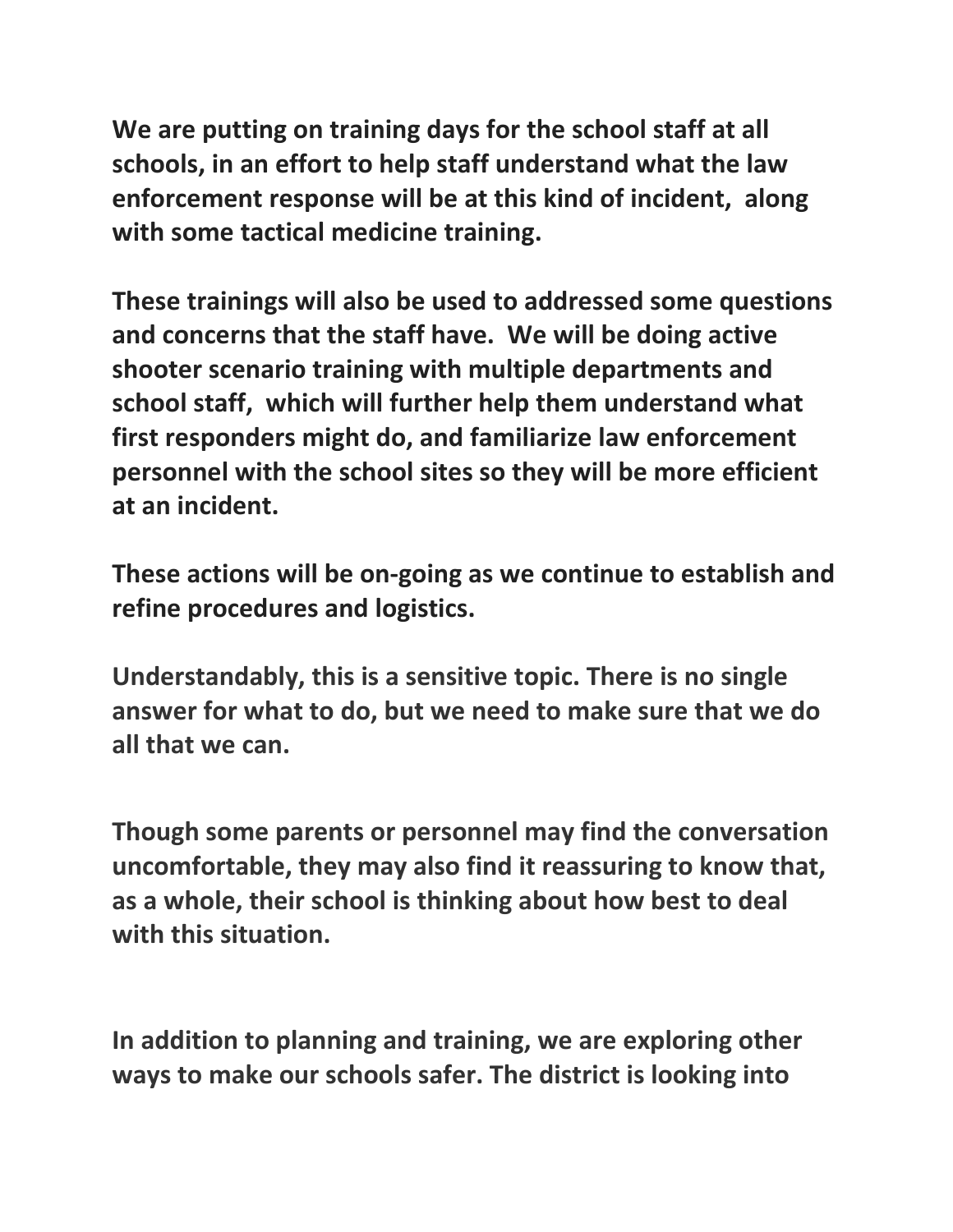**We are putting on training days for the school staff at all schools, in an effort to help staff understand what the law enforcement response will be at this kind of incident, along with some tactical medicine training.**

**These trainings will also be used to addressed some questions and concerns that the staff have. We will be doing active shooter scenario training with multiple departments and school staff, which will further help them understand what first responders might do, and familiarize law enforcement personnel with the school sites so they will be more efficient at an incident.**

**These actions will be on-going as we continue to establish and refine procedures and logistics.**

**Understandably, this is a sensitive topic. There is no single answer for what to do, but we need to make sure that we do all that we can.**

**Though some parents or personnel may find the conversation uncomfortable, they may also find it reassuring to know that, as a whole, their school is thinking about how best to deal with this situation.**

**In addition to planning and training, we are exploring other ways to make our schools safer. The district is looking into**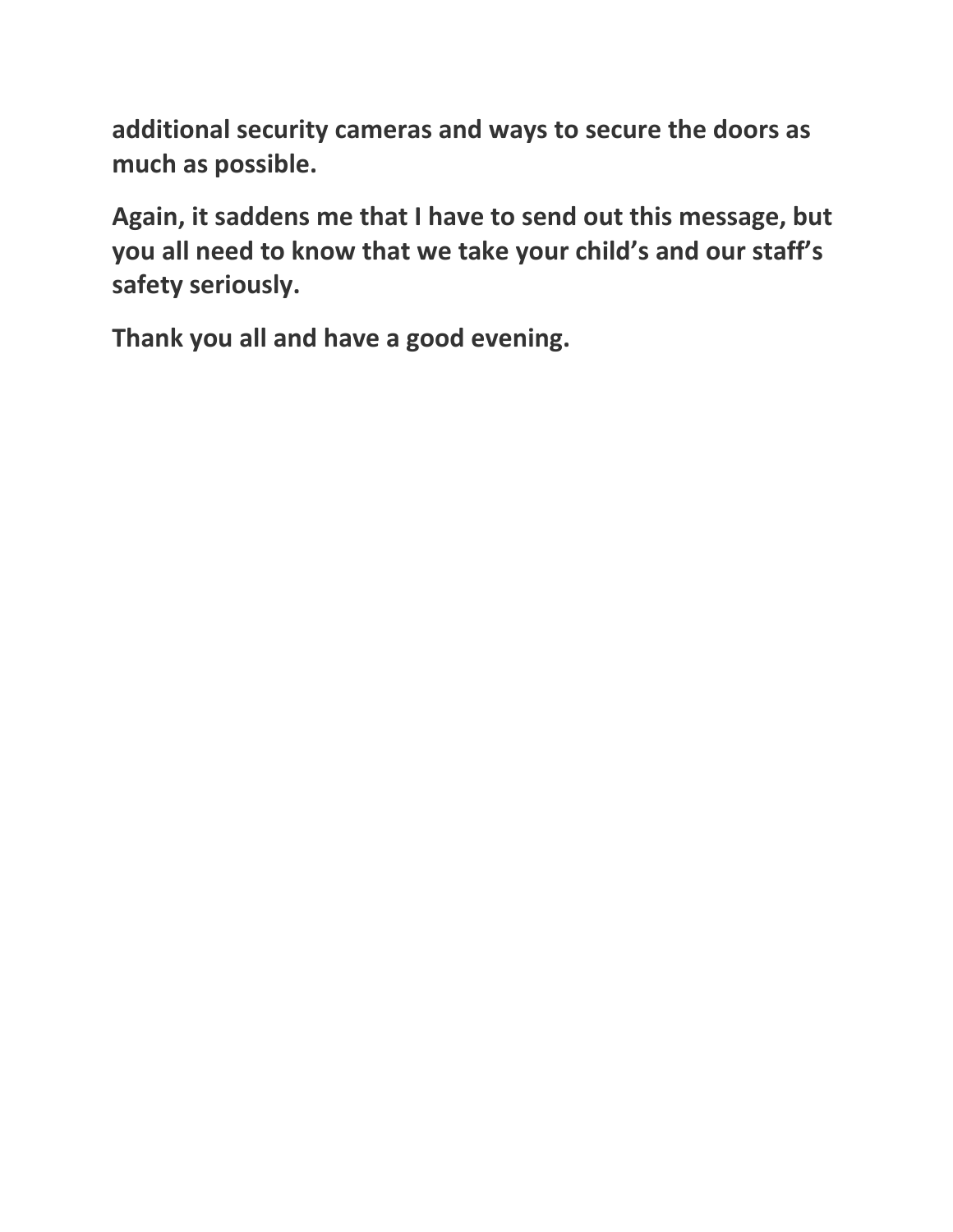**additional security cameras and ways to secure the doors as much as possible.**

**Again, it saddens me that I have to send out this message, but you all need to know that we take your child's and our staff's safety seriously.**

**Thank you all and have a good evening.**